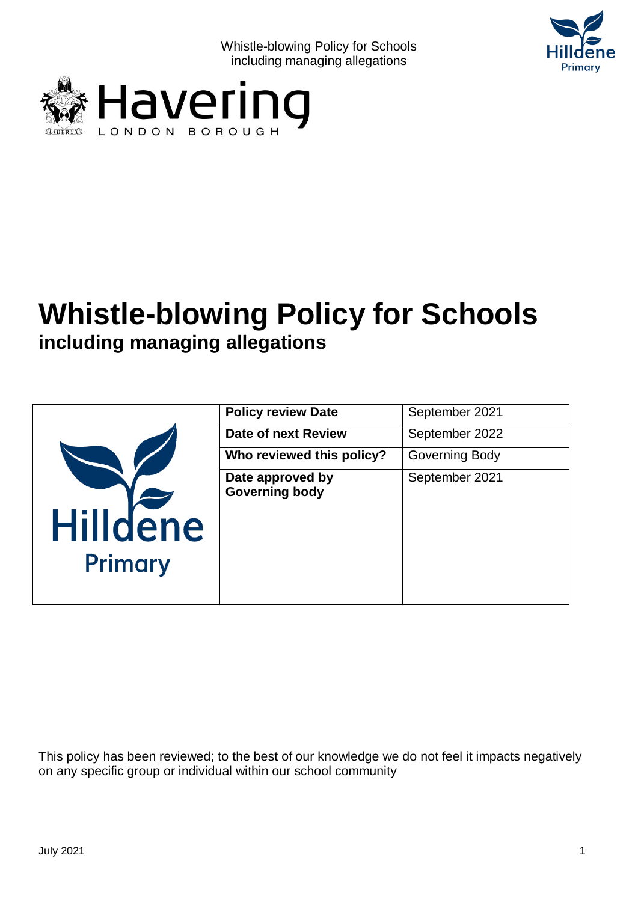# Whistle-blowing Policy for Schools

## including managing allegations

| Policy review Date | September 2021 |
| --- | --- |
| Date of next Review | September 2022 |
| Who reviewed this policy? | Governing Body |
| Date approved by Governing body | September 2021 |

This policy has been reviewed; to the best of our knowledge we do not feel it impacts negatively on any specific group or individual within our school community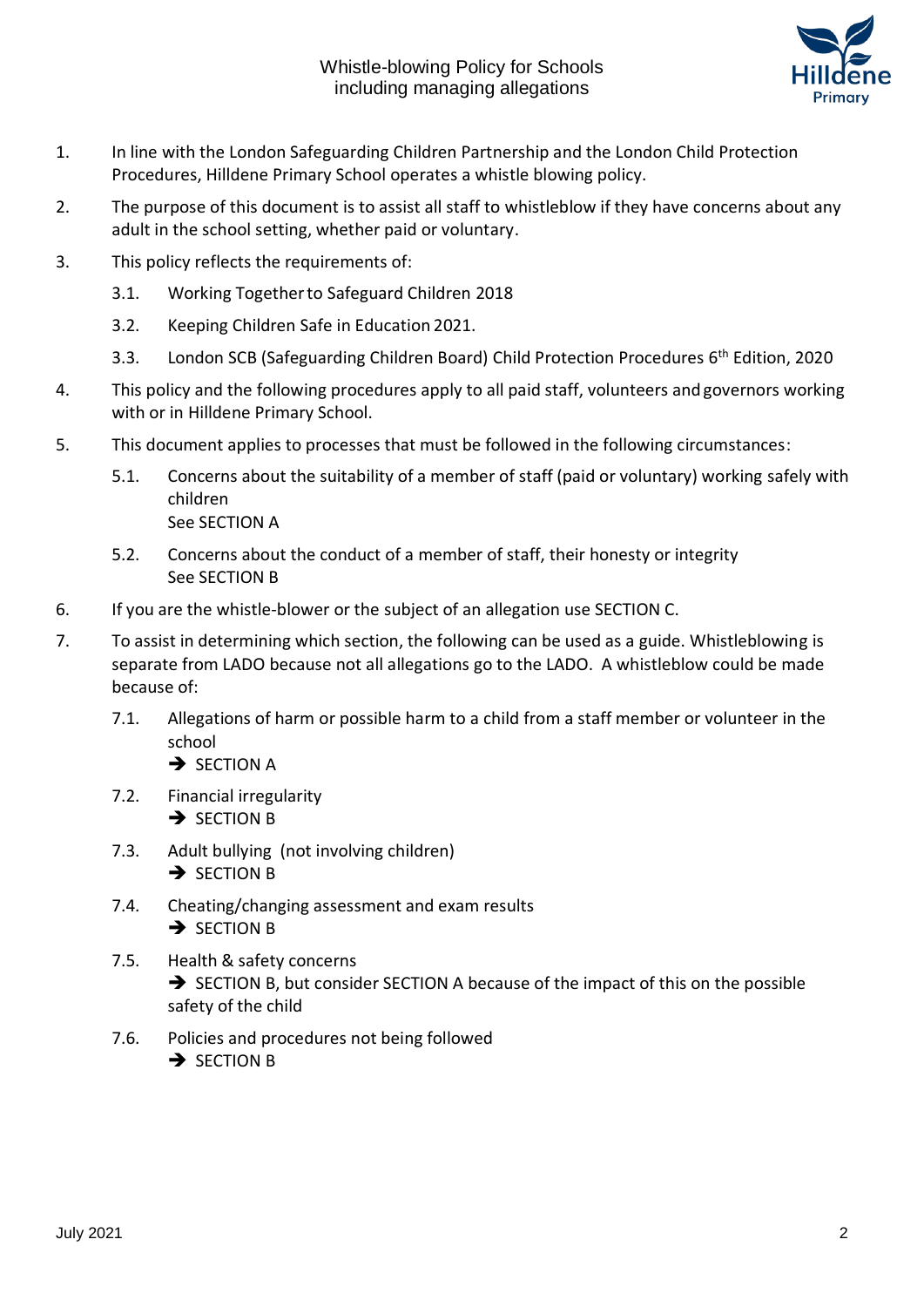Whistle-blowing Policy for Schools including managing allegations

1. In line with the London Safeguarding Children Partnership and the London Child Protection Procedures, Hilldene Primary School operates a whistle blowing policy.

2. The purpose of this document is to assist all staff to whistleblow if they have concerns about any adult in the school setting, whether paid or voluntary.

3. This policy reflects the requirements of:

   3.1. Working Together to Safeguard Children 2018

   3.2. Keeping Children Safe in Education 2021.

   3.3. London SCB (Safeguarding Children Board) Child Protection Procedures 6th Edition, 2020

4. This policy and the following procedures apply to all paid staff, volunteers and governors working with or in Hilldene Primary School.

5. This document applies to processes that must be followed in the following circumstances:

   5.1. Concerns about the suitability of a member of staff (paid or voluntary) working safely with children
   See SECTION A

   5.2. Concerns about the conduct of a member of staff, their honesty or integrity
   See SECTION B

6. If you are the whistle-blower or the subject of an allegation use SECTION C.

7. To assist in determining which section, the following can be used as a guide. Whistleblowing is separate from LADO because not all allegations go to the LADO. A whistleblow could be made because of:

   7.1. Allegations of harm or possible harm to a child from a staff member or volunteer in the school
   → SECTION A

   7.2. Financial irregularity
   → SECTION B

   7.3. Adult bullying (not involving children)
   → SECTION B

   7.4. Cheating/changing assessment and exam results
   → SECTION B

   7.5. Health & safety concerns
   → SECTION B, but consider SECTION A because of the impact of this on the possible safety of the child

   7.6. Policies and procedures not being followed
   → SECTION B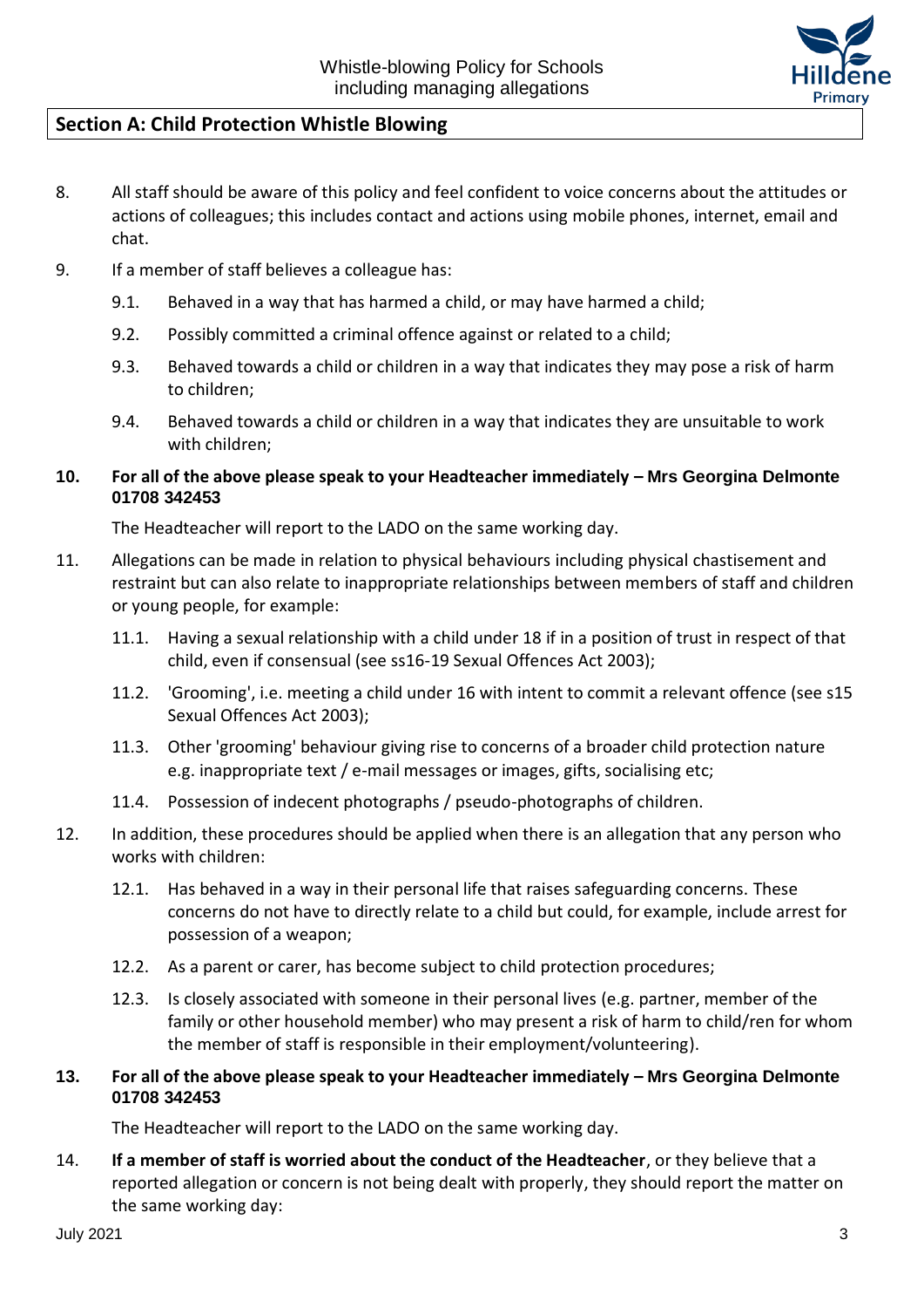## Section A: Child Protection Whistle Blowing

8. All staff should be aware of this policy and feel confident to voice concerns about the attitudes or actions of colleagues; this includes contact and actions using mobile phones, internet, email and chat.

9. If a member of staff believes a colleague has:

   9.1. Behaved in a way that has harmed a child, or may have harmed a child;

   9.2. Possibly committed a criminal offence against or related to a child;

   9.3. Behaved towards a child or children in a way that indicates they may pose a risk of harm to children;

   9.4. Behaved towards a child or children in a way that indicates they are unsuitable to work with children;

10. **For all of the above please speak to your Headteacher immediately – Mrs Georgina Delmonte 01708 342453**

    The Headteacher will report to the LADO on the same working day.

11. Allegations can be made in relation to physical behaviours including physical chastisement and restraint but can also relate to inappropriate relationships between members of staff and children or young people, for example:

    11.1. Having a sexual relationship with a child under 18 if in a position of trust in respect of that child, even if consensual (see ss16-19 Sexual Offences Act 2003);

    11.2. 'Grooming', i.e. meeting a child under 16 with intent to commit a relevant offence (see s15 Sexual Offences Act 2003);

    11.3. Other 'grooming' behaviour giving rise to concerns of a broader child protection nature e.g. inappropriate text / e-mail messages or images, gifts, socialising etc;

    11.4. Possession of indecent photographs / pseudo-photographs of children.

12. In addition, these procedures should be applied when there is an allegation that any person who works with children:

    12.1. Has behaved in a way in their personal life that raises safeguarding concerns. These concerns do not have to directly relate to a child but could, for example, include arrest for possession of a weapon;

    12.2. As a parent or carer, has become subject to child protection procedures;

    12.3. Is closely associated with someone in their personal lives (e.g. partner, member of the family or other household member) who may present a risk of harm to child/ren for whom the member of staff is responsible in their employment/volunteering).

13. **For all of the above please speak to your Headteacher immediately – Mrs Georgina Delmonte 01708 342453**

    The Headteacher will report to the LADO on the same working day.

14. **If a member of staff is worried about the conduct of the Headteacher**, or they believe that a reported allegation or concern is not being dealt with properly, they should report the matter on the same working day: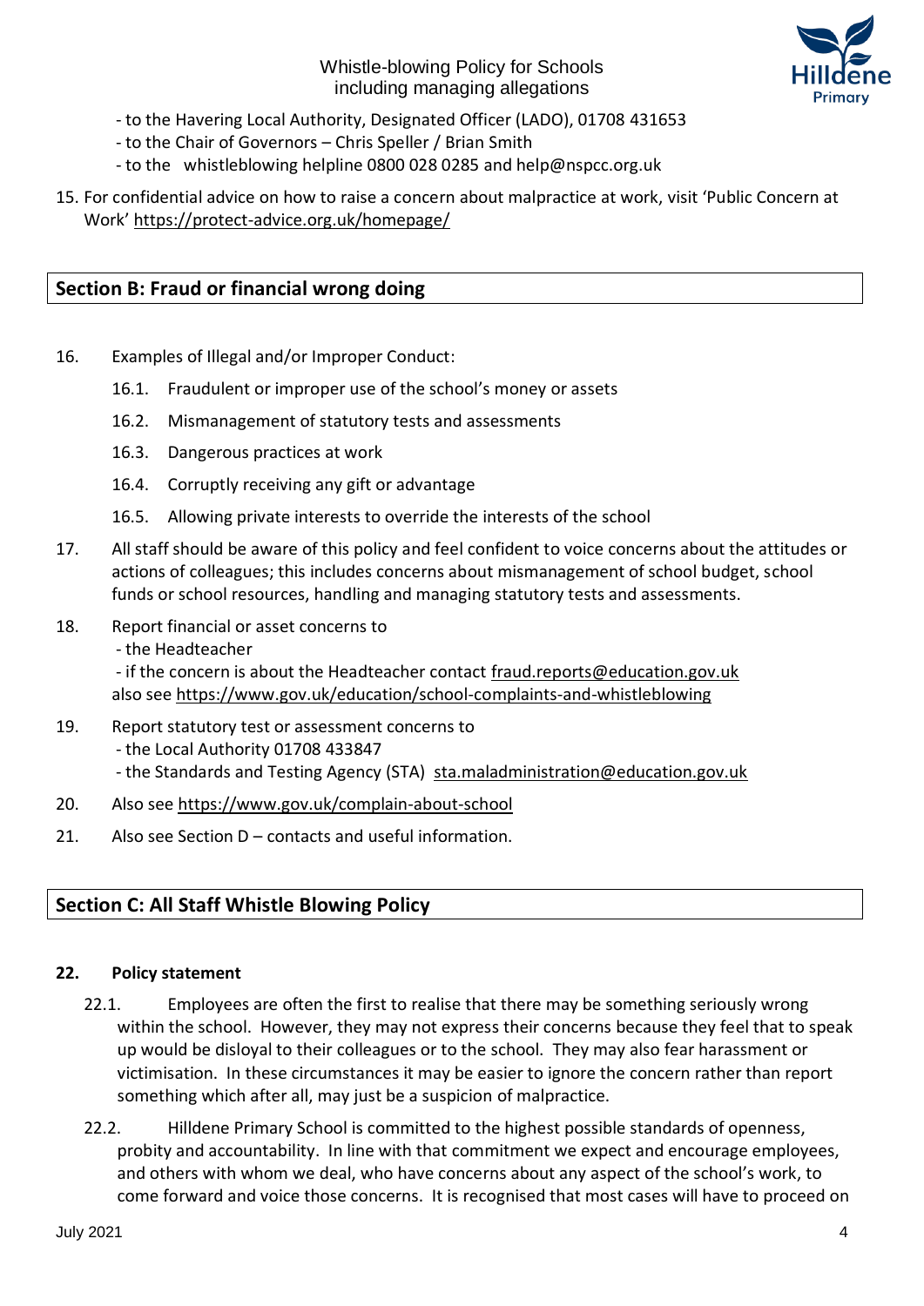- to the Havering Local Authority, Designated Officer (LADO), 01708 431653
- to the Chair of Governors – Chris Speller / Brian Smith
- to the whistleblowing helpline 0800 028 0285 and help@nspcc.org.uk

15. For confidential advice on how to raise a concern about malpractice at work, visit 'Public Concern at Work' https://protect-advice.org.uk/homepage/

## Section B: Fraud or financial wrong doing

16. Examples of Illegal and/or Improper Conduct:
    - 16.1. Fraudulent or improper use of the school's money or assets
    - 16.2. Mismanagement of statutory tests and assessments
    - 16.3. Dangerous practices at work
    - 16.4. Corruptly receiving any gift or advantage
    - 16.5. Allowing private interests to override the interests of the school

17. All staff should be aware of this policy and feel confident to voice concerns about the attitudes or actions of colleagues; this includes concerns about mismanagement of school budget, school funds or school resources, handling and managing statutory tests and assessments.

18. Report financial or asset concerns to
    - the Headteacher
    - if the concern is about the Headteacher contact fraud.reports@education.gov.uk

    also see https://www.gov.uk/education/school-complaints-and-whistleblowing

19. Report statutory test or assessment concerns to
    - the Local Authority 01708 433847
    - the Standards and Testing Agency (STA) sta.maladministration@education.gov.uk

20. Also see https://www.gov.uk/complain-about-school

21. Also see Section D – contacts and useful information.

## Section C: All Staff Whistle Blowing Policy

**22. Policy statement**

22.1. Employees are often the first to realise that there may be something seriously wrong within the school. However, they may not express their concerns because they feel that to speak up would be disloyal to their colleagues or to the school. They may also fear harassment or victimisation. In these circumstances it may be easier to ignore the concern rather than report something which after all, may just be a suspicion of malpractice.

22.2. Hilldene Primary School is committed to the highest possible standards of openness, probity and accountability. In line with that commitment we expect and encourage employees, and others with whom we deal, who have concerns about any aspect of the school's work, to come forward and voice those concerns. It is recognised that most cases will have to proceed on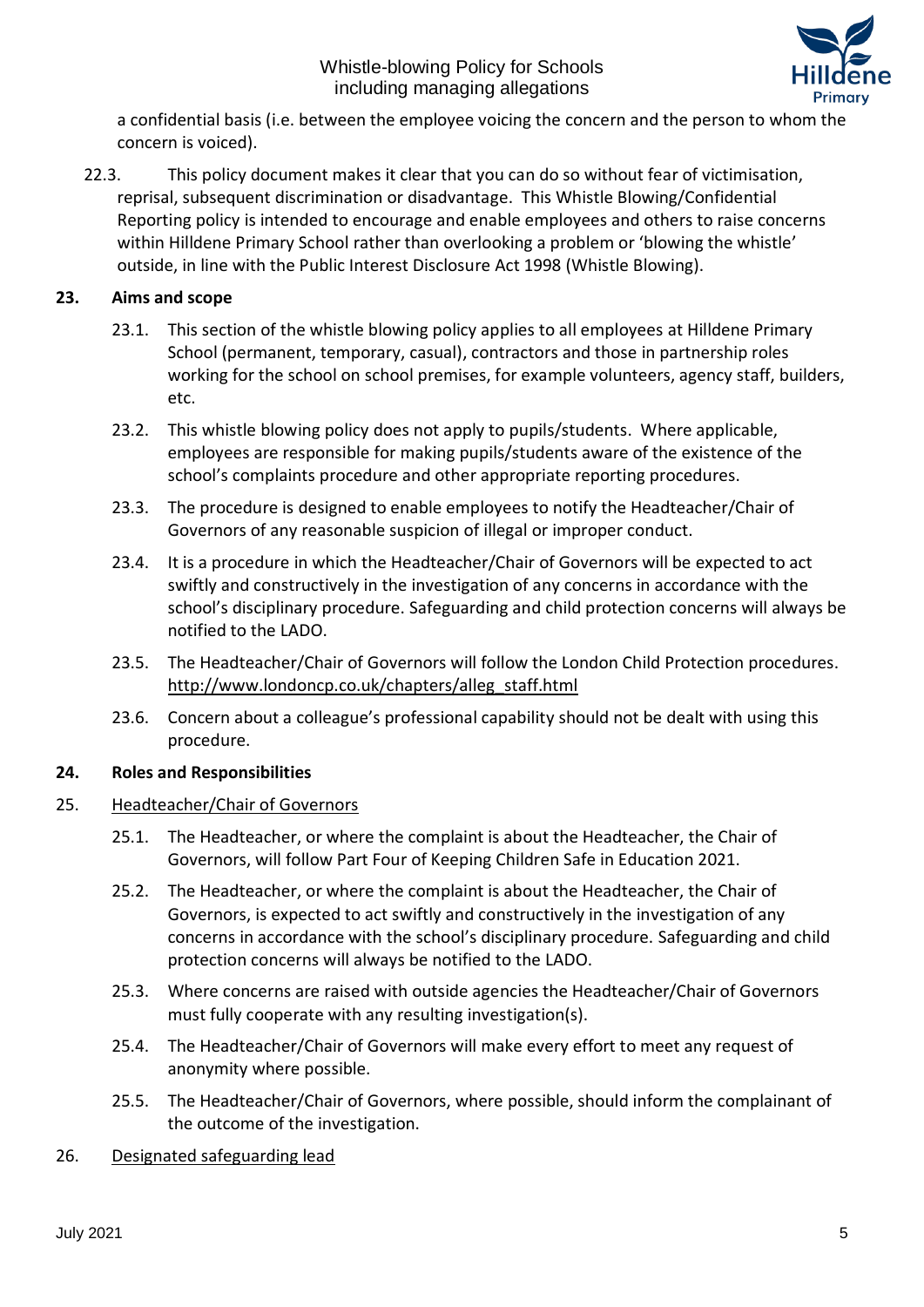a confidential basis (i.e. between the employee voicing the concern and the person to whom the concern is voiced).

22.3. This policy document makes it clear that you can do so without fear of victimisation, reprisal, subsequent discrimination or disadvantage. This Whistle Blowing/Confidential Reporting policy is intended to encourage and enable employees and others to raise concerns within Hilldene Primary School rather than overlooking a problem or 'blowing the whistle' outside, in line with the Public Interest Disclosure Act 1998 (Whistle Blowing).

## 23. Aims and scope

23.1. This section of the whistle blowing policy applies to all employees at Hilldene Primary School (permanent, temporary, casual), contractors and those in partnership roles working for the school on school premises, for example volunteers, agency staff, builders, etc.

23.2. This whistle blowing policy does not apply to pupils/students. Where applicable, employees are responsible for making pupils/students aware of the existence of the school's complaints procedure and other appropriate reporting procedures.

23.3. The procedure is designed to enable employees to notify the Headteacher/Chair of Governors of any reasonable suspicion of illegal or improper conduct.

23.4. It is a procedure in which the Headteacher/Chair of Governors will be expected to act swiftly and constructively in the investigation of any concerns in accordance with the school's disciplinary procedure. Safeguarding and child protection concerns will always be notified to the LADO.

23.5. The Headteacher/Chair of Governors will follow the London Child Protection procedures. http://www.londoncp.co.uk/chapters/alleg_staff.html

23.6. Concern about a colleague's professional capability should not be dealt with using this procedure.

## 24. Roles and Responsibilities

25. <u>Headteacher/Chair of Governors</u>

25.1. The Headteacher, or where the complaint is about the Headteacher, the Chair of Governors, will follow Part Four of Keeping Children Safe in Education 2021.

25.2. The Headteacher, or where the complaint is about the Headteacher, the Chair of Governors, is expected to act swiftly and constructively in the investigation of any concerns in accordance with the school's disciplinary procedure. Safeguarding and child protection concerns will always be notified to the LADO.

25.3. Where concerns are raised with outside agencies the Headteacher/Chair of Governors must fully cooperate with any resulting investigation(s).

25.4. The Headteacher/Chair of Governors will make every effort to meet any request of anonymity where possible.

25.5. The Headteacher/Chair of Governors, where possible, should inform the complainant of the outcome of the investigation.

26. <u>Designated safeguarding lead</u>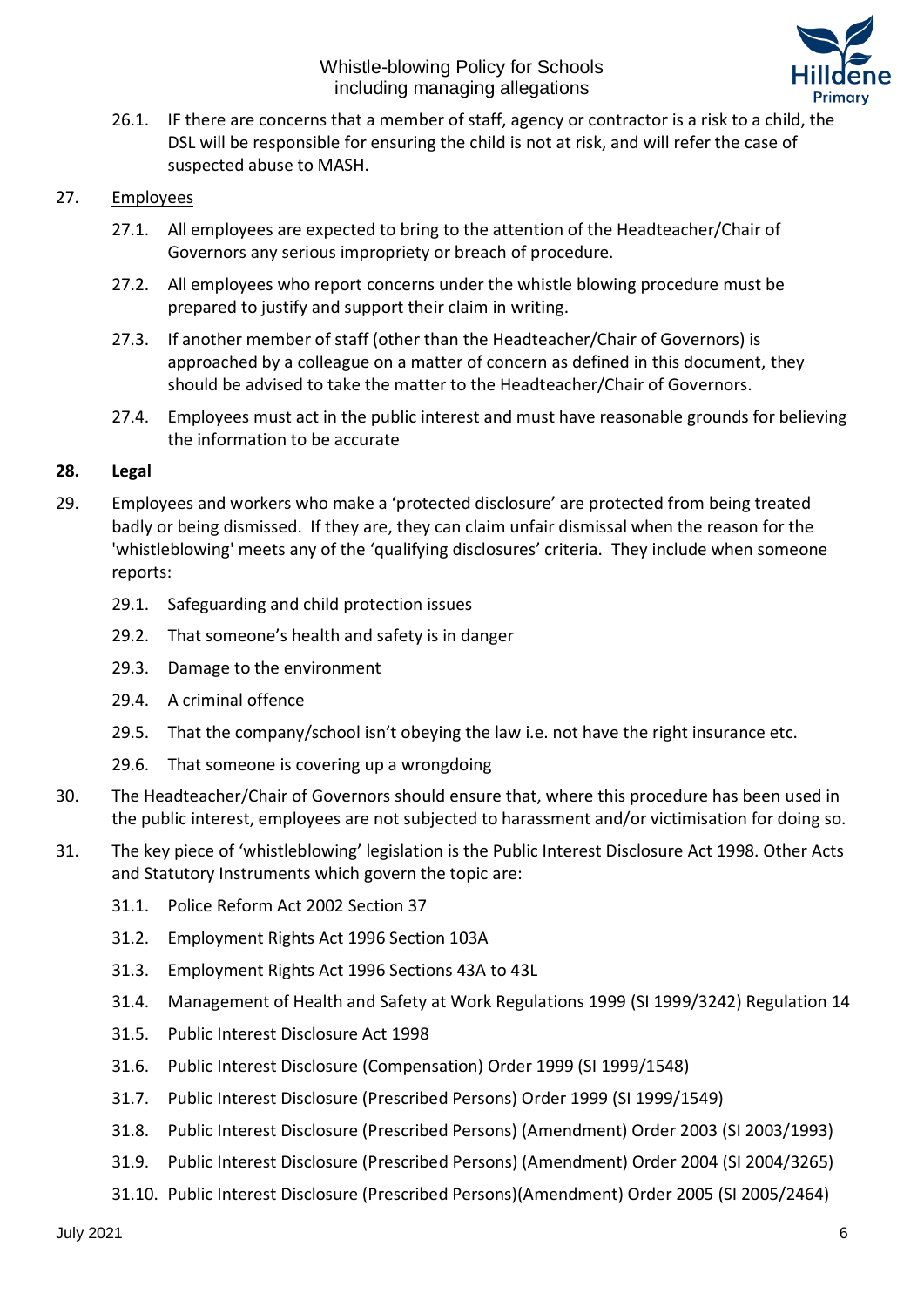26.1. IF there are concerns that a member of staff, agency or contractor is a risk to a child, the DSL will be responsible for ensuring the child is not at risk, and will refer the case of suspected abuse to MASH.

27. <u>Employees</u>

27.1. All employees are expected to bring to the attention of the Headteacher/Chair of Governors any serious impropriety or breach of procedure.

27.2. All employees who report concerns under the whistle blowing procedure must be prepared to justify and support their claim in writing.

27.3. If another member of staff (other than the Headteacher/Chair of Governors) is approached by a colleague on a matter of concern as defined in this document, they should be advised to take the matter to the Headteacher/Chair of Governors.

27.4. Employees must act in the public interest and must have reasonable grounds for believing the information to be accurate

**28. Legal**

29. Employees and workers who make a 'protected disclosure' are protected from being treated badly or being dismissed. If they are, they can claim unfair dismissal when the reason for the 'whistleblowing' meets any of the 'qualifying disclosures' criteria. They include when someone reports:

29.1. Safeguarding and child protection issues

29.2. That someone's health and safety is in danger

29.3. Damage to the environment

29.4. A criminal offence

29.5. That the company/school isn't obeying the law i.e. not have the right insurance etc.

29.6. That someone is covering up a wrongdoing

30. The Headteacher/Chair of Governors should ensure that, where this procedure has been used in the public interest, employees are not subjected to harassment and/or victimisation for doing so.

31. The key piece of 'whistleblowing' legislation is the Public Interest Disclosure Act 1998. Other Acts and Statutory Instruments which govern the topic are:

31.1. Police Reform Act 2002 Section 37

31.2. Employment Rights Act 1996 Section 103A

31.3. Employment Rights Act 1996 Sections 43A to 43L

31.4. Management of Health and Safety at Work Regulations 1999 (SI 1999/3242) Regulation 14

31.5. Public Interest Disclosure Act 1998

31.6. Public Interest Disclosure (Compensation) Order 1999 (SI 1999/1548)

31.7. Public Interest Disclosure (Prescribed Persons) Order 1999 (SI 1999/1549)

31.8. Public Interest Disclosure (Prescribed Persons) (Amendment) Order 2003 (SI 2003/1993)

31.9. Public Interest Disclosure (Prescribed Persons) (Amendment) Order 2004 (SI 2004/3265)

31.10. Public Interest Disclosure (Prescribed Persons)(Amendment) Order 2005 (SI 2005/2464)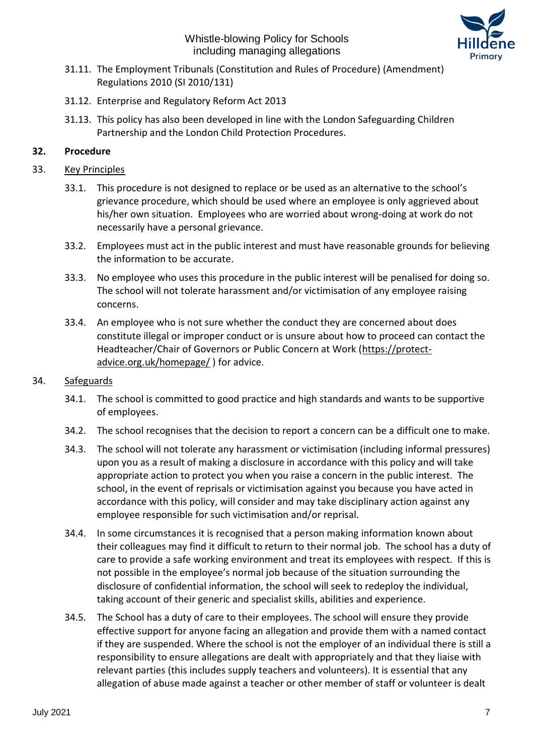31.11. The Employment Tribunals (Constitution and Rules of Procedure) (Amendment) Regulations 2010 (SI 2010/131)

31.12. Enterprise and Regulatory Reform Act 2013

31.13. This policy has also been developed in line with the London Safeguarding Children Partnership and the London Child Protection Procedures.

## 32. Procedure

### 33. Key Principles

33.1. This procedure is not designed to replace or be used as an alternative to the school's grievance procedure, which should be used where an employee is only aggrieved about his/her own situation. Employees who are worried about wrong-doing at work do not necessarily have a personal grievance.

33.2. Employees must act in the public interest and must have reasonable grounds for believing the information to be accurate.

33.3. No employee who uses this procedure in the public interest will be penalised for doing so. The school will not tolerate harassment and/or victimisation of any employee raising concerns.

33.4. An employee who is not sure whether the conduct they are concerned about does constitute illegal or improper conduct or is unsure about how to proceed can contact the Headteacher/Chair of Governors or Public Concern at Work (https://protect-advice.org.uk/homepage/ ) for advice.

### 34. Safeguards

34.1. The school is committed to good practice and high standards and wants to be supportive of employees.

34.2. The school recognises that the decision to report a concern can be a difficult one to make.

34.3. The school will not tolerate any harassment or victimisation (including informal pressures) upon you as a result of making a disclosure in accordance with this policy and will take appropriate action to protect you when you raise a concern in the public interest. The school, in the event of reprisals or victimisation against you because you have acted in accordance with this policy, will consider and may take disciplinary action against any employee responsible for such victimisation and/or reprisal.

34.4. In some circumstances it is recognised that a person making information known about their colleagues may find it difficult to return to their normal job. The school has a duty of care to provide a safe working environment and treat its employees with respect. If this is not possible in the employee's normal job because of the situation surrounding the disclosure of confidential information, the school will seek to redeploy the individual, taking account of their generic and specialist skills, abilities and experience.

34.5. The School has a duty of care to their employees. The school will ensure they provide effective support for anyone facing an allegation and provide them with a named contact if they are suspended. Where the school is not the employer of an individual there is still a responsibility to ensure allegations are dealt with appropriately and that they liaise with relevant parties (this includes supply teachers and volunteers). It is essential that any allegation of abuse made against a teacher or other member of staff or volunteer is dealt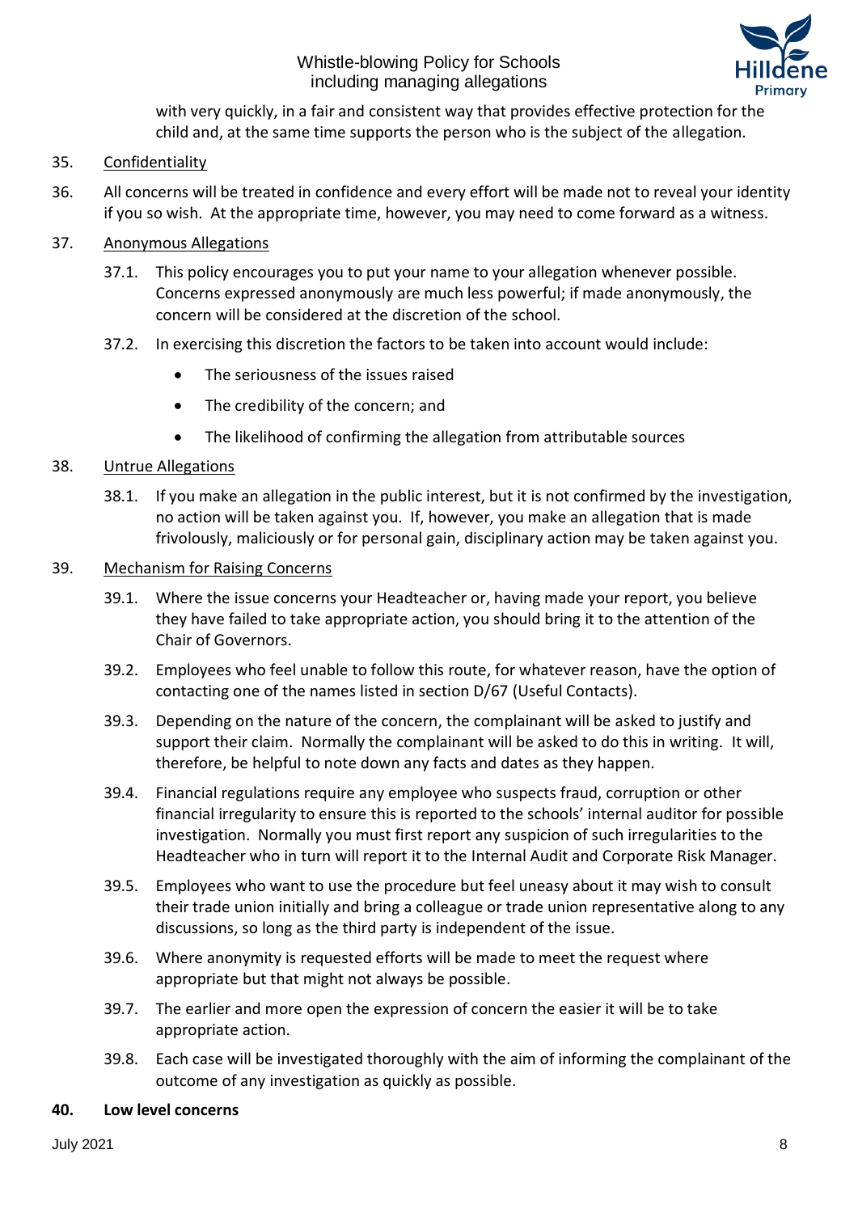with very quickly, in a fair and consistent way that provides effective protection for the child and, at the same time supports the person who is the subject of the allegation.

35. Confidentiality

36. All concerns will be treated in confidence and every effort will be made not to reveal your identity if you so wish. At the appropriate time, however, you may need to come forward as a witness.

37. Anonymous Allegations

37.1. This policy encourages you to put your name to your allegation whenever possible. Concerns expressed anonymously are much less powerful; if made anonymously, the concern will be considered at the discretion of the school.

37.2. In exercising this discretion the factors to be taken into account would include:

- The seriousness of the issues raised
- The credibility of the concern; and
- The likelihood of confirming the allegation from attributable sources

38. Untrue Allegations

38.1. If you make an allegation in the public interest, but it is not confirmed by the investigation, no action will be taken against you. If, however, you make an allegation that is made frivolously, maliciously or for personal gain, disciplinary action may be taken against you.

39. Mechanism for Raising Concerns

39.1. Where the issue concerns your Headteacher or, having made your report, you believe they have failed to take appropriate action, you should bring it to the attention of the Chair of Governors.

39.2. Employees who feel unable to follow this route, for whatever reason, have the option of contacting one of the names listed in section D/67 (Useful Contacts).

39.3. Depending on the nature of the concern, the complainant will be asked to justify and support their claim. Normally the complainant will be asked to do this in writing. It will, therefore, be helpful to note down any facts and dates as they happen.

39.4. Financial regulations require any employee who suspects fraud, corruption or other financial irregularity to ensure this is reported to the schools' internal auditor for possible investigation. Normally you must first report any suspicion of such irregularities to the Headteacher who in turn will report it to the Internal Audit and Corporate Risk Manager.

39.5. Employees who want to use the procedure but feel uneasy about it may wish to consult their trade union initially and bring a colleague or trade union representative along to any discussions, so long as the third party is independent of the issue.

39.6. Where anonymity is requested efforts will be made to meet the request where appropriate but that might not always be possible.

39.7. The earlier and more open the expression of concern the easier it will be to take appropriate action.

39.8. Each case will be investigated thoroughly with the aim of informing the complainant of the outcome of any investigation as quickly as possible.

**40. Low level concerns**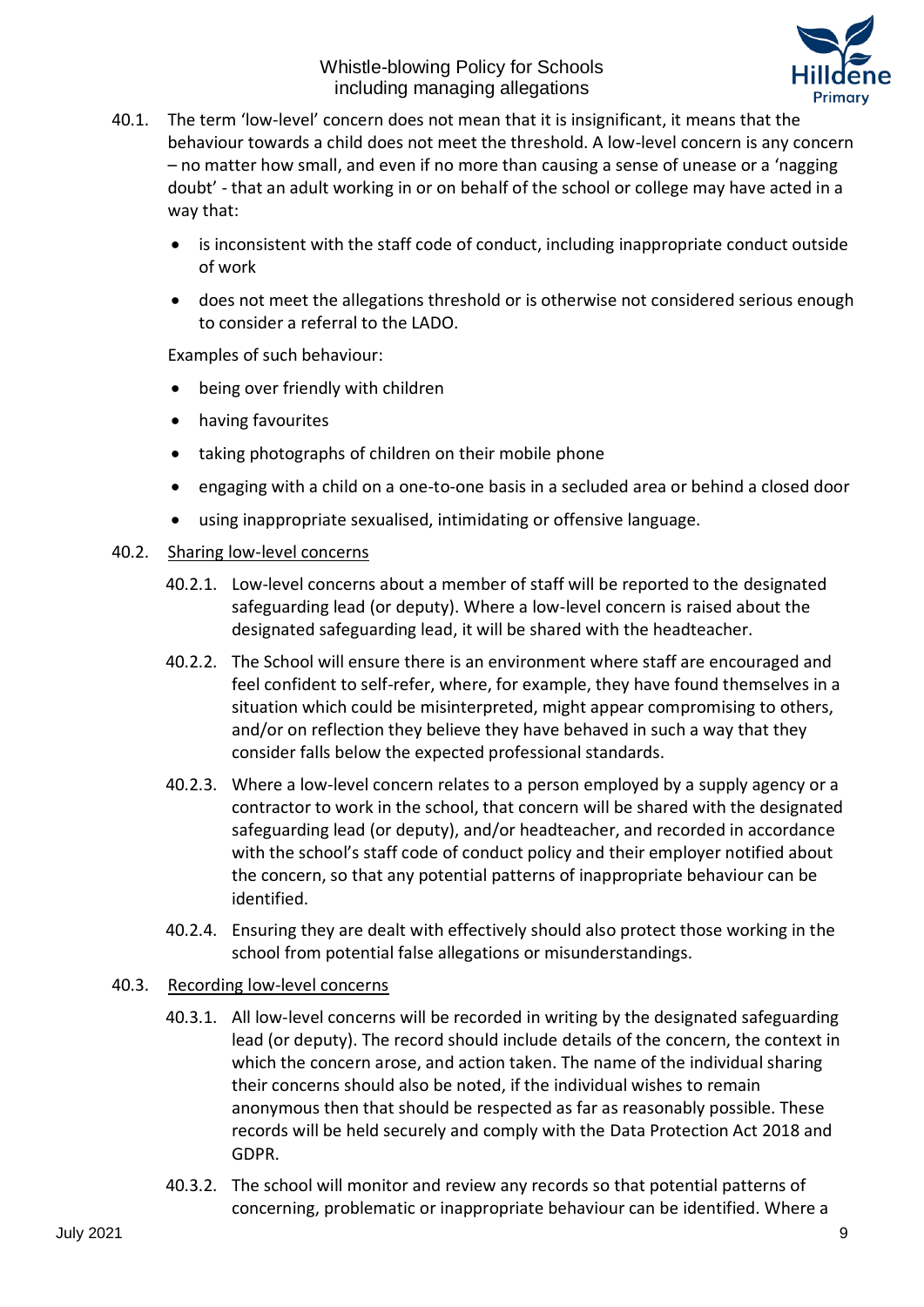40.1. The term 'low-level' concern does not mean that it is insignificant, it means that the behaviour towards a child does not meet the threshold. A low-level concern is any concern – no matter how small, and even if no more than causing a sense of unease or a 'nagging doubt' - that an adult working in or on behalf of the school or college may have acted in a way that:

- is inconsistent with the staff code of conduct, including inappropriate conduct outside of work
- does not meet the allegations threshold or is otherwise not considered serious enough to consider a referral to the LADO.

Examples of such behaviour:

- being over friendly with children
- having favourites
- taking photographs of children on their mobile phone
- engaging with a child on a one-to-one basis in a secluded area or behind a closed door
- using inappropriate sexualised, intimidating or offensive language.

40.2. <u>Sharing low-level concerns</u>

40.2.1. Low-level concerns about a member of staff will be reported to the designated safeguarding lead (or deputy). Where a low-level concern is raised about the designated safeguarding lead, it will be shared with the headteacher.

40.2.2. The School will ensure there is an environment where staff are encouraged and feel confident to self-refer, where, for example, they have found themselves in a situation which could be misinterpreted, might appear compromising to others, and/or on reflection they believe they have behaved in such a way that they consider falls below the expected professional standards.

40.2.3. Where a low-level concern relates to a person employed by a supply agency or a contractor to work in the school, that concern will be shared with the designated safeguarding lead (or deputy), and/or headteacher, and recorded in accordance with the school's staff code of conduct policy and their employer notified about the concern, so that any potential patterns of inappropriate behaviour can be identified.

40.2.4. Ensuring they are dealt with effectively should also protect those working in the school from potential false allegations or misunderstandings.

40.3. <u>Recording low-level concerns</u>

40.3.1. All low-level concerns will be recorded in writing by the designated safeguarding lead (or deputy). The record should include details of the concern, the context in which the concern arose, and action taken. The name of the individual sharing their concerns should also be noted, if the individual wishes to remain anonymous then that should be respected as far as reasonably possible. These records will be held securely and comply with the Data Protection Act 2018 and GDPR.

40.3.2. The school will monitor and review any records so that potential patterns of concerning, problematic or inappropriate behaviour can be identified. Where a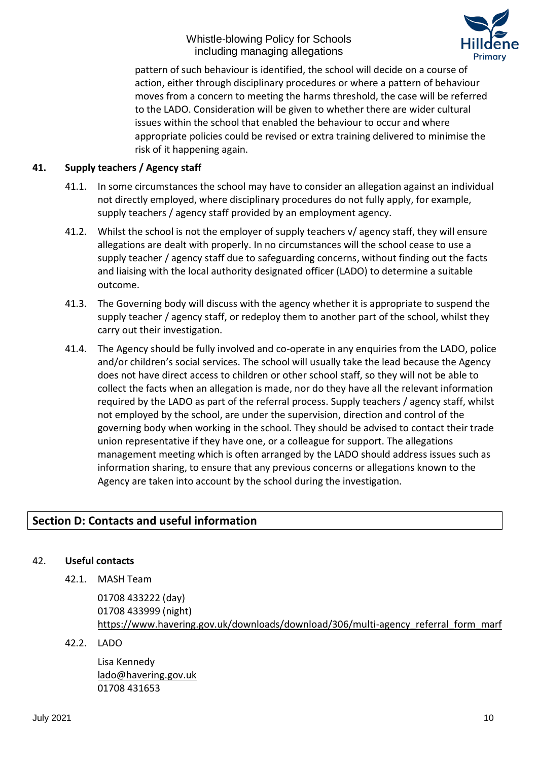pattern of such behaviour is identified, the school will decide on a course of action, either through disciplinary procedures or where a pattern of behaviour moves from a concern to meeting the harms threshold, the case will be referred to the LADO. Consideration will be given to whether there are wider cultural issues within the school that enabled the behaviour to occur and where appropriate policies could be revised or extra training delivered to minimise the risk of it happening again.

### 41. Supply teachers / Agency staff

41.1. In some circumstances the school may have to consider an allegation against an individual not directly employed, where disciplinary procedures do not fully apply, for example, supply teachers / agency staff provided by an employment agency.

41.2. Whilst the school is not the employer of supply teachers v/ agency staff, they will ensure allegations are dealt with properly. In no circumstances will the school cease to use a supply teacher / agency staff due to safeguarding concerns, without finding out the facts and liaising with the local authority designated officer (LADO) to determine a suitable outcome.

41.3. The Governing body will discuss with the agency whether it is appropriate to suspend the supply teacher / agency staff, or redeploy them to another part of the school, whilst they carry out their investigation.

41.4. The Agency should be fully involved and co-operate in any enquiries from the LADO, police and/or children's social services. The school will usually take the lead because the Agency does not have direct access to children or other school staff, so they will not be able to collect the facts when an allegation is made, nor do they have all the relevant information required by the LADO as part of the referral process. Supply teachers / agency staff, whilst not employed by the school, are under the supervision, direction and control of the governing body when working in the school. They should be advised to contact their trade union representative if they have one, or a colleague for support. The allegations management meeting which is often arranged by the LADO should address issues such as information sharing, to ensure that any previous concerns or allegations known to the Agency are taken into account by the school during the investigation.

## Section D: Contacts and useful information

### 42. Useful contacts

42.1. MASH Team

01708 433222 (day)
01708 433999 (night)
https://www.havering.gov.uk/downloads/download/306/multi-agency_referral_form_marf

42.2. LADO

Lisa Kennedy
lado@havering.gov.uk
01708 431653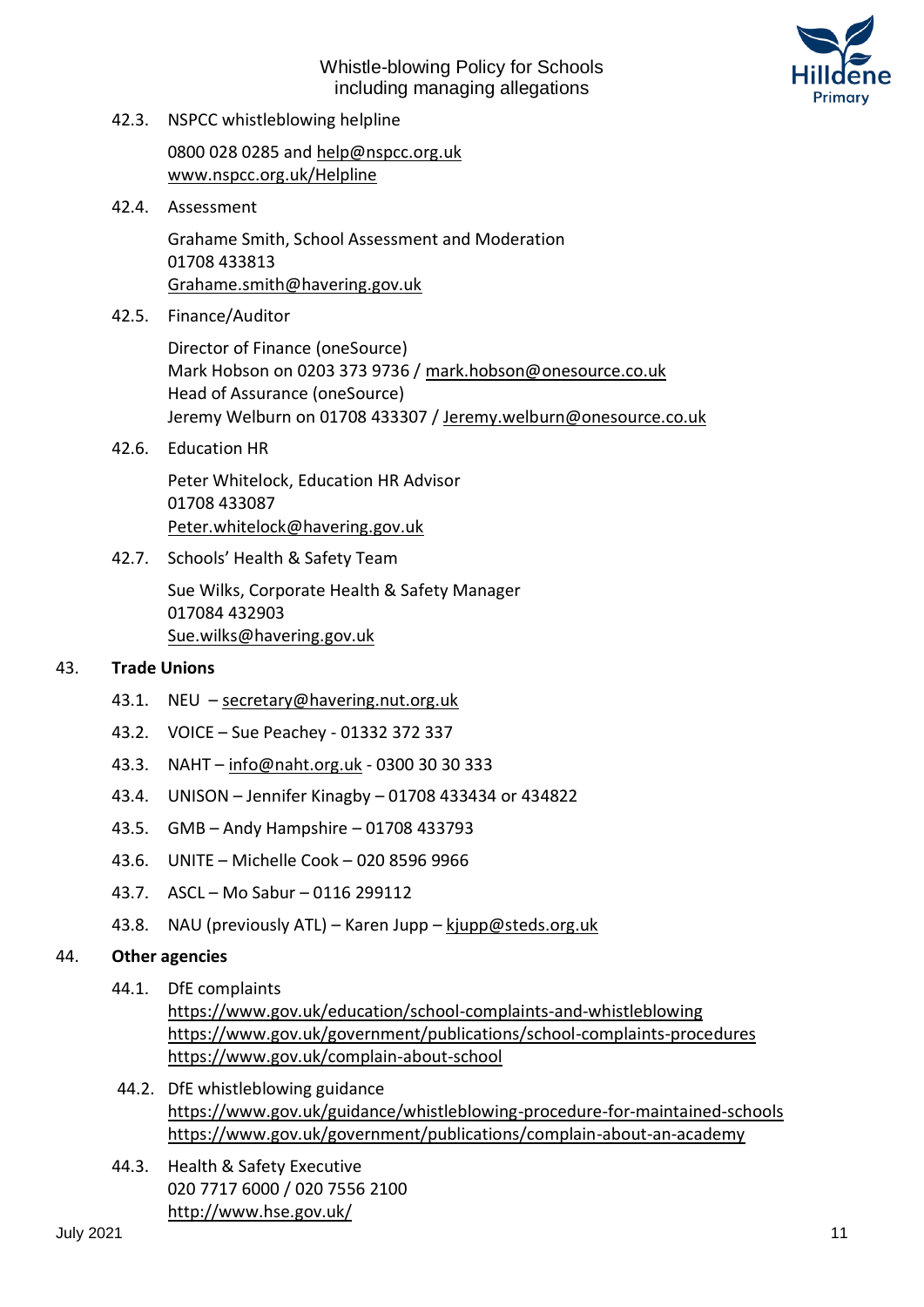42.3. NSPCC whistleblowing helpline

0800 028 0285 and help@nspcc.org.uk
www.nspcc.org.uk/Helpline

42.4. Assessment

Grahame Smith, School Assessment and Moderation
01708 433813
Grahame.smith@havering.gov.uk

42.5. Finance/Auditor

Director of Finance (oneSource)
Mark Hobson on 0203 373 9736 / mark.hobson@onesource.co.uk
Head of Assurance (oneSource)
Jeremy Welburn on 01708 433307 / Jeremy.welburn@onesource.co.uk

42.6. Education HR

Peter Whitelock, Education HR Advisor
01708 433087
Peter.whitelock@havering.gov.uk

42.7. Schools' Health & Safety Team

Sue Wilks, Corporate Health & Safety Manager
017084 432903
Sue.wilks@havering.gov.uk

## 43. Trade Unions

43.1. NEU – secretary@havering.nut.org.uk

43.2. VOICE – Sue Peachey - 01332 372 337

43.3. NAHT – info@naht.org.uk - 0300 30 30 333

43.4. UNISON – Jennifer Kinagby – 01708 433434 or 434822

43.5. GMB – Andy Hampshire – 01708 433793

43.6. UNITE – Michelle Cook – 020 8596 9966

43.7. ASCL – Mo Sabur – 0116 299112

43.8. NAU (previously ATL) – Karen Jupp – kjupp@steds.org.uk

## 44. Other agencies

44.1. DfE complaints
https://www.gov.uk/education/school-complaints-and-whistleblowing
https://www.gov.uk/government/publications/school-complaints-procedures
https://www.gov.uk/complain-about-school

44.2. DfE whistleblowing guidance
https://www.gov.uk/guidance/whistleblowing-procedure-for-maintained-schools
https://www.gov.uk/government/publications/complain-about-an-academy

44.3. Health & Safety Executive
020 7717 6000 / 020 7556 2100
http://www.hse.gov.uk/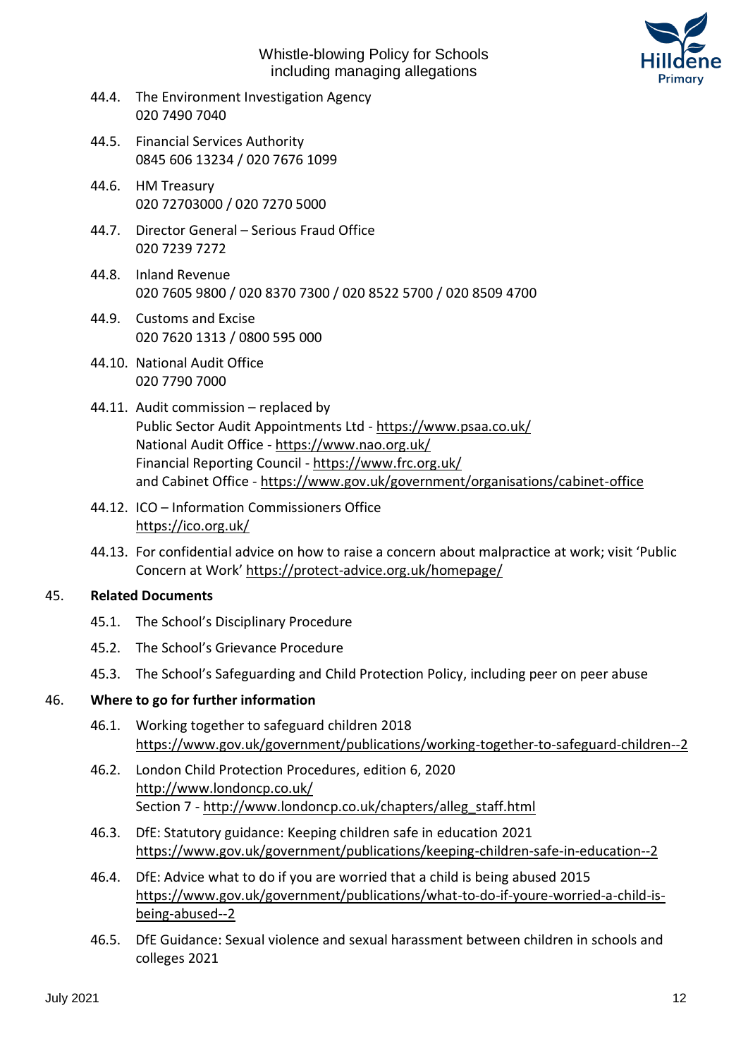44.4. The Environment Investigation Agency
020 7490 7040

44.5. Financial Services Authority
0845 606 13234 / 020 7676 1099

44.6. HM Treasury
020 72703000 / 020 7270 5000

44.7. Director General – Serious Fraud Office
020 7239 7272

44.8. Inland Revenue
020 7605 9800 / 020 8370 7300 / 020 8522 5700 / 020 8509 4700

44.9. Customs and Excise
020 7620 1313 / 0800 595 000

44.10. National Audit Office
020 7790 7000

44.11. Audit commission – replaced by
Public Sector Audit Appointments Ltd - https://www.psaa.co.uk/
National Audit Office - https://www.nao.org.uk/
Financial Reporting Council - https://www.frc.org.uk/
and Cabinet Office - https://www.gov.uk/government/organisations/cabinet-office

44.12. ICO – Information Commissioners Office
https://ico.org.uk/

44.13. For confidential advice on how to raise a concern about malpractice at work; visit 'Public Concern at Work' https://protect-advice.org.uk/homepage/

## 45. Related Documents

45.1. The School's Disciplinary Procedure

45.2. The School's Grievance Procedure

45.3. The School's Safeguarding and Child Protection Policy, including peer on peer abuse

## 46. Where to go for further information

46.1. Working together to safeguard children 2018
https://www.gov.uk/government/publications/working-together-to-safeguard-children--2

46.2. London Child Protection Procedures, edition 6, 2020
http://www.londoncp.co.uk/
Section 7 - http://www.londoncp.co.uk/chapters/alleg_staff.html

46.3. DfE: Statutory guidance: Keeping children safe in education 2021
https://www.gov.uk/government/publications/keeping-children-safe-in-education--2

46.4. DfE: Advice what to do if you are worried that a child is being abused 2015
https://www.gov.uk/government/publications/what-to-do-if-youre-worried-a-child-is-being-abused--2

46.5. DfE Guidance: Sexual violence and sexual harassment between children in schools and colleges 2021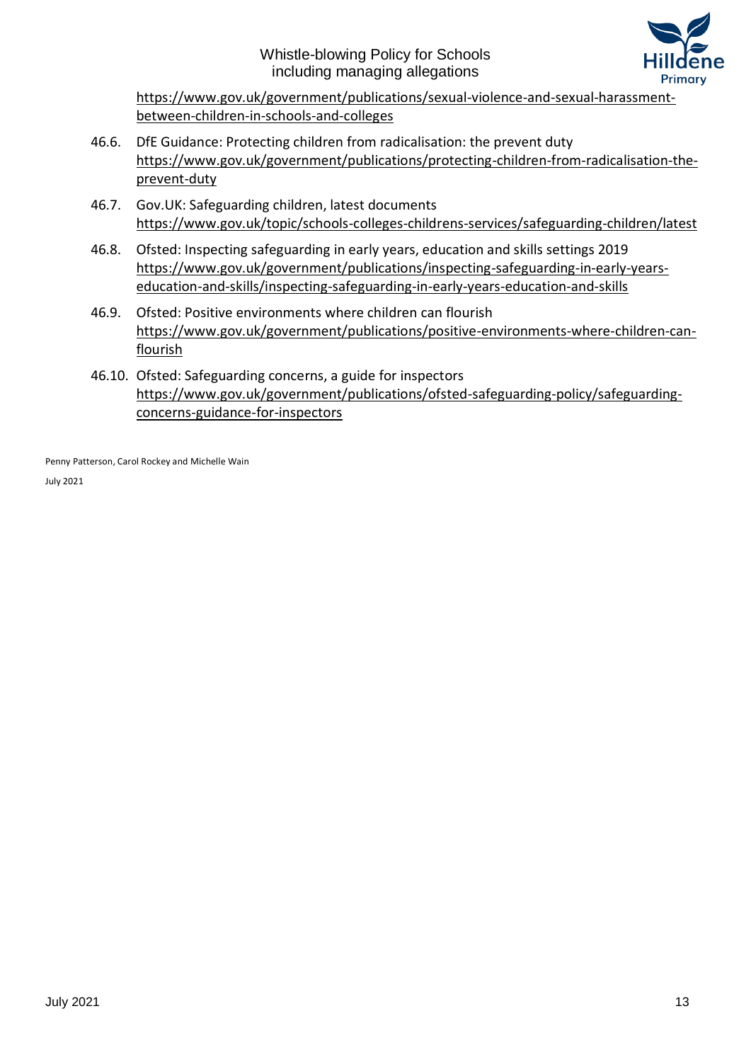https://www.gov.uk/government/publications/sexual-violence-and-sexual-harassment-between-children-in-schools-and-colleges

46.6. DfE Guidance: Protecting children from radicalisation: the prevent duty
https://www.gov.uk/government/publications/protecting-children-from-radicalisation-the-prevent-duty

46.7. Gov.UK: Safeguarding children, latest documents
https://www.gov.uk/topic/schools-colleges-childrens-services/safeguarding-children/latest

46.8. Ofsted: Inspecting safeguarding in early years, education and skills settings 2019
https://www.gov.uk/government/publications/inspecting-safeguarding-in-early-years-education-and-skills/inspecting-safeguarding-in-early-years-education-and-skills

46.9. Ofsted: Positive environments where children can flourish
https://www.gov.uk/government/publications/positive-environments-where-children-can-flourish

46.10. Ofsted: Safeguarding concerns, a guide for inspectors
https://www.gov.uk/government/publications/ofsted-safeguarding-policy/safeguarding-concerns-guidance-for-inspectors

Penny Patterson, Carol Rockey and Michelle Wain

July 2021